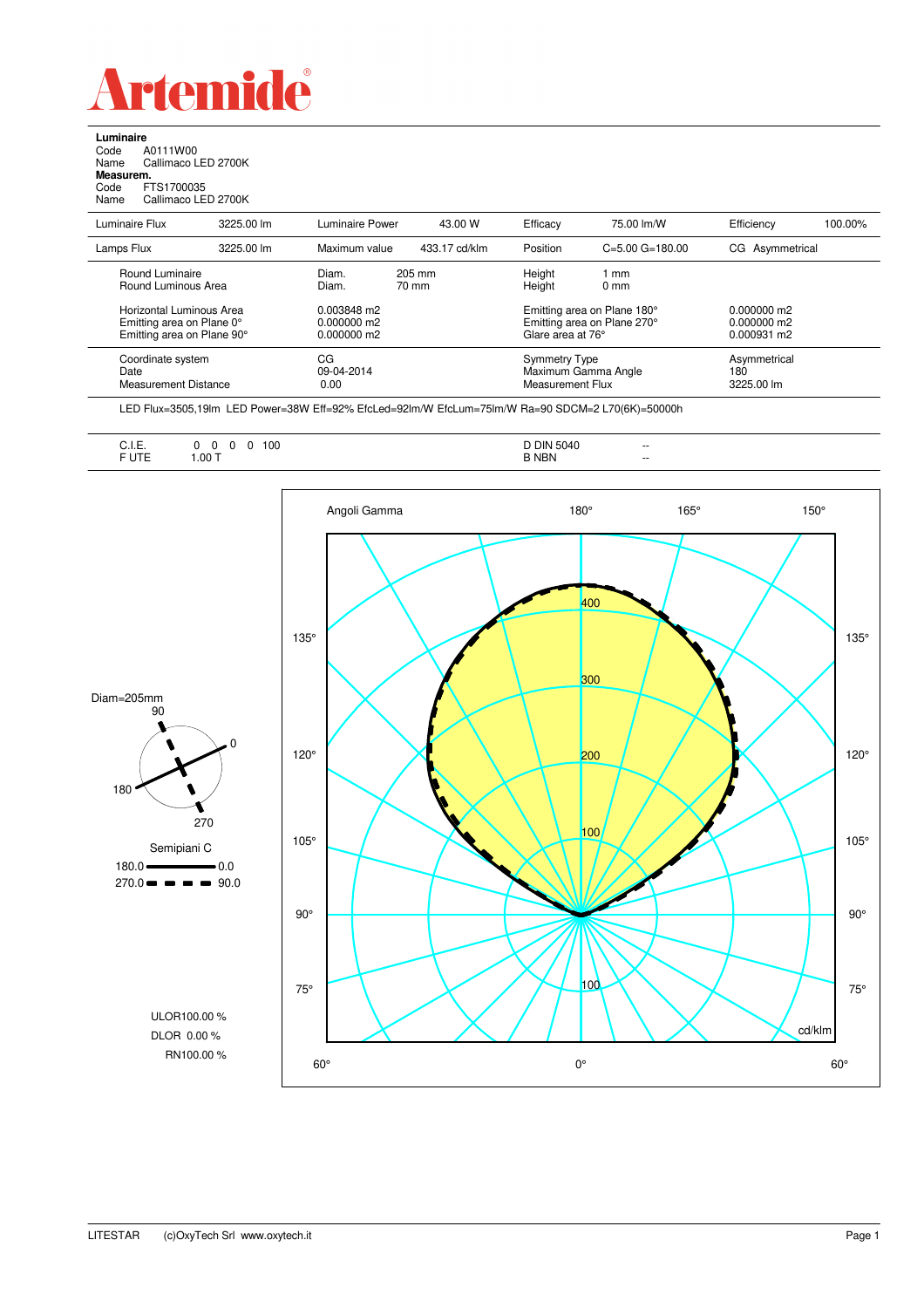# Artemide

**Luminaire**
Code A0111W00
Name Callimaco LED 2700K
**Measurem.**
Code FTS1700035
Name Callimaco LED 2700K

| | | | | | | | |
|---|---|---|---|---|---|---|---|
| Luminaire Flux | 3225.00 lm | Luminaire Power | 43.00 W | Efficacy | 75.00 lm/W | Efficiency | 100.00% |
| Lamps Flux | 3225.00 lm | Maximum value | 433.17 cd/klm | Position | C=5.00 G=180.00 | CG Asymmetrical | |

| | | | | |
|---|---|---|---|---|
| Round Luminaire | Diam. 205 mm | Height 1 mm | | |
| Round Luminous Area | Diam. 70 mm | Height 0 mm | | |
| Horizontal Luminous Area | 0.003848 m2 | Emitting area on Plane 180° | 0.000000 m2 | |
| Emitting area on Plane 0° | 0.000000 m2 | Emitting area on Plane 270° | 0.000000 m2 | |
| Emitting area on Plane 90° | 0.000000 m2 | Glare area at 76° | 0.000931 m2 | |

| | | | |
|---|---|---|---|
| Coordinate system | CG | Symmetry Type | Asymmetrical |
| Date | 09-04-2014 | Maximum Gamma Angle | 180 |
| Measurement Distance | 0.00 | Measurement Flux | 3225.00 lm |

LED Flux=3505,19lm LED Power=38W Eff=92% EfcLed=92lm/W EfcLum=75lm/W Ra=90 SDCM=2 L70(6K)=50000h

| | | | |
|---|---|---|---|
| C.I.E. | 0 0 0 0 100 | D DIN 5040 | -- |
| F UTE | 1.00 T | B NBN | -- |

Diam=205mm
90
0
180
270
Semipiani C
180.0 — 0.0
270.0 - - - 90.0

ULOR100.00 %
DLOR 0.00 %
RN100.00 %

Angoli Gamma
180° 165° 150°
135° 135°
120° 120°
105° 105°
90° 90°
75° 75°
60° 0° 60°
400
300
200
100
100
cd/klm

LITESTAR (c)OxyTech Srl www.oxytech.it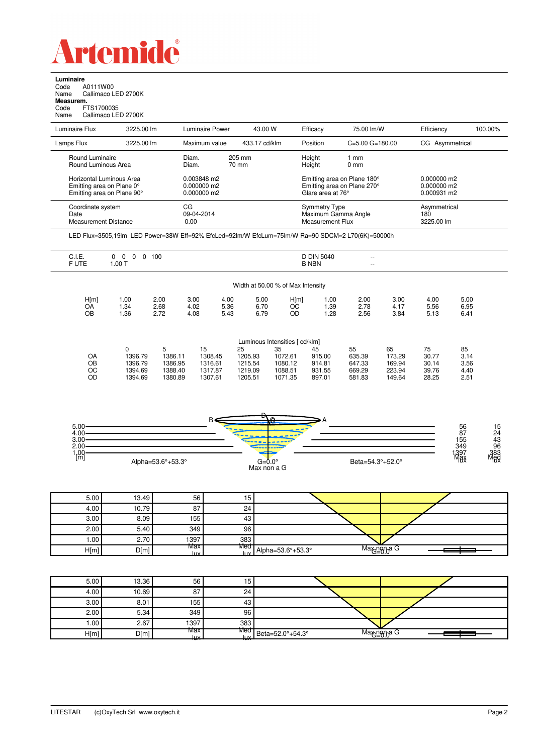# Artemide

**Luminaire**
Code A0111W00
Name Callimaco LED 2700K
**Measurem.**
Code FTS1700035
Name Callimaco LED 2700K

| | | | | | | | |
|---|---|---|---|---|---|---|---|
| Luminaire Flux | 3225.00 lm | Luminaire Power | 43.00 W | Efficacy | 75.00 lm/W | Efficiency | 100.00% |
| Lamps Flux | 3225.00 lm | Maximum value | 433.17 cd/klm | Position | C=5.00 G=180.00 | CG Asymmetrical | |

| | | | | | |
|---|---|---|---|---|---|
| Round Luminaire | Diam. | 205 mm | Height | 1 mm | |
| Round Luminous Area | Diam. | 70 mm | Height | 0 mm | |
| Horizontal Luminous Area | 0.003848 m2 | | Emitting area on Plane 180° | | 0.000000 m2 |
| Emitting area on Plane 0° | 0.000000 m2 | | Emitting area on Plane 270° | | 0.000000 m2 |
| Emitting area on Plane 90° | 0.000000 m2 | | Glare area at 76° | | 0.000931 m2 |
| Coordinate system | CG | | Symmetry Type | | Asymmetrical |
| Date | 09-04-2014 | | Maximum Gamma Angle | | 180 |
| Measurement Distance | 0.00 | | Measurement Flux | | 3225.00 lm |

LED Flux=3505,19lm LED Power=38W Eff=92% EfcLed=92lm/W EfcLum=75lm/W Ra=90 SDCM=2 L70(6K)=50000h

| | | | |
|---|---|---|---|
| C.I.E. | 0 0 0 0 100 | D DIN 5040 | -- |
| F UTE | 1.00 T | B NBN | -- |

Width at 50.00 % of Max Intensity

| H[m] | 1.00 | 2.00 | 3.00 | 4.00 | 5.00 | H[m] | 1.00 | 2.00 | 3.00 | 4.00 | 5.00 |
|---|---|---|---|---|---|---|---|---|---|---|---|
| OA | 1.34 | 2.68 | 4.02 | 5.36 | 6.70 | OC | 1.39 | 2.78 | 4.17 | 5.56 | 6.95 |
| OB | 1.36 | 2.72 | 4.08 | 5.43 | 6.79 | OD | 1.28 | 2.56 | 3.84 | 5.13 | 6.41 |

Luminous Intensities [ cd/klm]

| | 0 | 5 | 15 | 25 | 35 | 45 | 55 | 65 | 75 | 85 |
|---|---|---|---|---|---|---|---|---|---|---|
| OA | 1396.79 | 1386.11 | 1308.45 | 1205.93 | 1072.61 | 915.00 | 635.39 | 173.29 | 30.77 | 3.14 |
| OB | 1396.79 | 1386.95 | 1316.61 | 1215.54 | 1080.12 | 914.81 | 647.33 | 169.94 | 30.14 | 3.56 |
| OC | 1394.69 | 1388.40 | 1317.87 | 1219.09 | 1088.51 | 931.55 | 669.29 | 223.94 | 39.76 | 4.40 |
| OD | 1394.69 | 1380.89 | 1307.61 | 1205.51 | 1071.35 | 897.01 | 581.83 | 149.64 | 28.25 | 2.51 |

5.00
4.00
3.00
2.00
1.00
[m]
B D C A
Alpha=53.6°+53.3°
G=0.0°
Max non a G
Beta=54.3°+52.0°
56 87 155 349 1397 Max lux
15 24 43 96 383 Med lux

| H[m] | D[m] | Max lux | Med lux |
|---|---|---|---|
| 5.00 | 13.49 | 56 | 15 |
| 4.00 | 10.79 | 87 | 24 |
| 3.00 | 8.09 | 155 | 43 |
| 2.00 | 5.40 | 349 | 96 |
| 1.00 | 2.70 | 1397 | 383 |

Alpha=53.6°+53.3°
Max non a G
G=0.0°

| H[m] | D[m] | Max lux | Med lux |
|---|---|---|---|
| 5.00 | 13.36 | 56 | 15 |
| 4.00 | 10.69 | 87 | 24 |
| 3.00 | 8.01 | 155 | 43 |
| 2.00 | 5.34 | 349 | 96 |
| 1.00 | 2.67 | 1397 | 383 |

Beta=52.0°+54.3°
Max non a G
G=0.0°

LITESTAR (c)OxyTech Srl www.oxytech.it